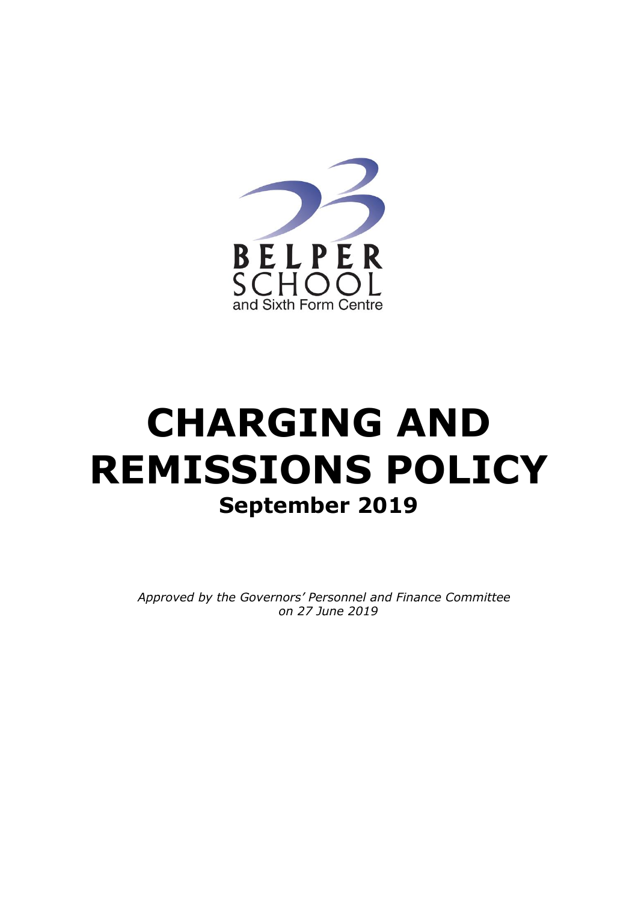BELPER SCHOOL
and Sixth Form Centre

# CHARGING AND REMISSIONS POLICY

## September 2019

*Approved by the Governors' Personnel and Finance Committee on 27 June 2019*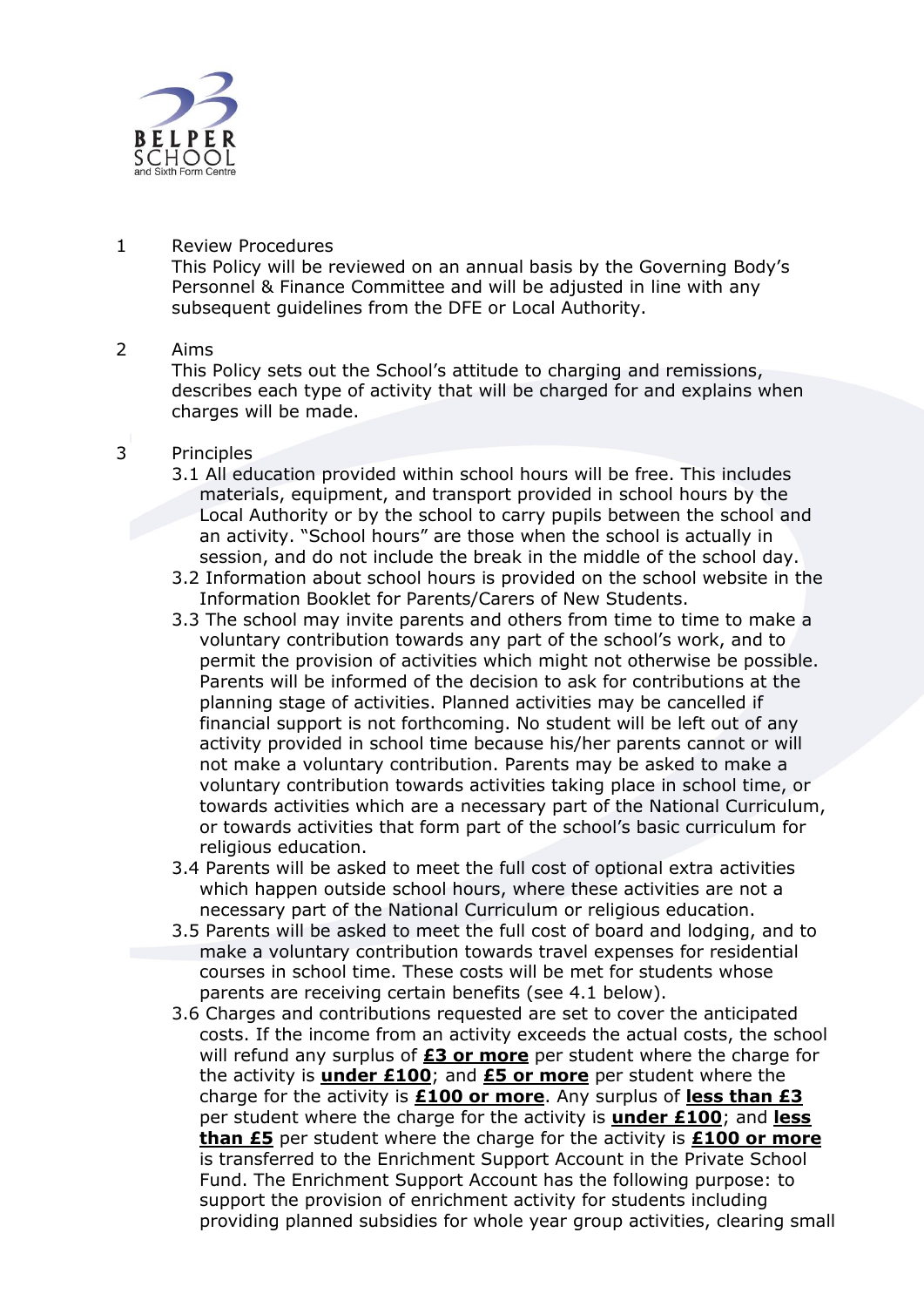1 Review Procedures

This Policy will be reviewed on an annual basis by the Governing Body's Personnel & Finance Committee and will be adjusted in line with any subsequent guidelines from the DFE or Local Authority.

2 Aims

This Policy sets out the School's attitude to charging and remissions, describes each type of activity that will be charged for and explains when charges will be made.

3 Principles

3.1 All education provided within school hours will be free. This includes materials, equipment, and transport provided in school hours by the Local Authority or by the school to carry pupils between the school and an activity. "School hours" are those when the school is actually in session, and do not include the break in the middle of the school day.

3.2 Information about school hours is provided on the school website in the Information Booklet for Parents/Carers of New Students.

3.3 The school may invite parents and others from time to time to make a voluntary contribution towards any part of the school's work, and to permit the provision of activities which might not otherwise be possible. Parents will be informed of the decision to ask for contributions at the planning stage of activities. Planned activities may be cancelled if financial support is not forthcoming. No student will be left out of any activity provided in school time because his/her parents cannot or will not make a voluntary contribution. Parents may be asked to make a voluntary contribution towards activities taking place in school time, or towards activities which are a necessary part of the National Curriculum, or towards activities that form part of the school's basic curriculum for religious education.

3.4 Parents will be asked to meet the full cost of optional extra activities which happen outside school hours, where these activities are not a necessary part of the National Curriculum or religious education.

3.5 Parents will be asked to meet the full cost of board and lodging, and to make a voluntary contribution towards travel expenses for residential courses in school time. These costs will be met for students whose parents are receiving certain benefits (see 4.1 below).

3.6 Charges and contributions requested are set to cover the anticipated costs. If the income from an activity exceeds the actual costs, the school will refund any surplus of **£3 or more** per student where the charge for the activity is **under £100**; and **£5 or more** per student where the charge for the activity is **£100 or more**. Any surplus of **less than £3** per student where the charge for the activity is **under £100**; and **less than £5** per student where the charge for the activity is **£100 or more** is transferred to the Enrichment Support Account in the Private School Fund. The Enrichment Support Account has the following purpose: to support the provision of enrichment activity for students including providing planned subsidies for whole year group activities, clearing small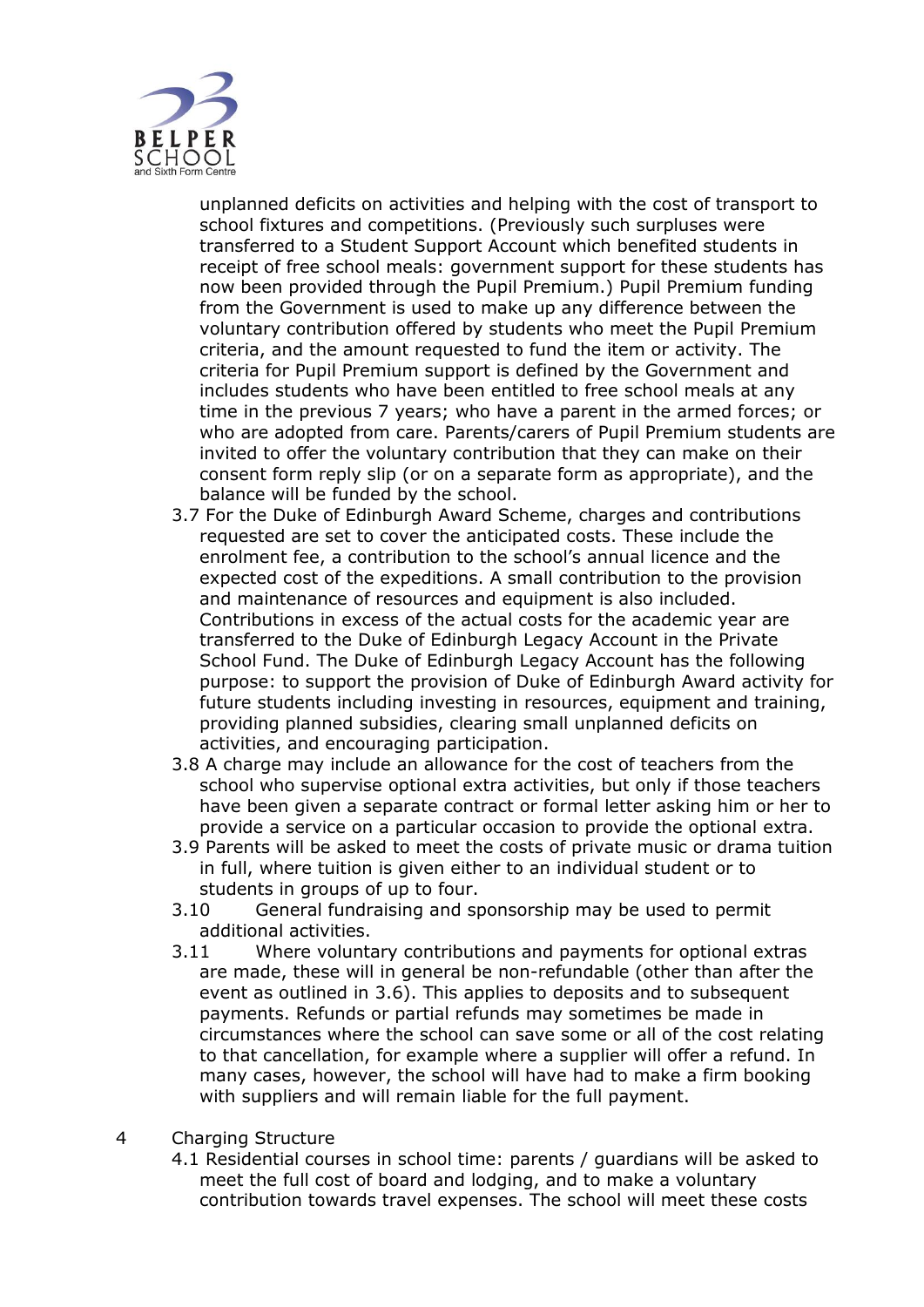unplanned deficits on activities and helping with the cost of transport to school fixtures and competitions. (Previously such surpluses were transferred to a Student Support Account which benefited students in receipt of free school meals: government support for these students has now been provided through the Pupil Premium.) Pupil Premium funding from the Government is used to make up any difference between the voluntary contribution offered by students who meet the Pupil Premium criteria, and the amount requested to fund the item or activity. The criteria for Pupil Premium support is defined by the Government and includes students who have been entitled to free school meals at any time in the previous 7 years; who have a parent in the armed forces; or who are adopted from care. Parents/carers of Pupil Premium students are invited to offer the voluntary contribution that they can make on their consent form reply slip (or on a separate form as appropriate), and the balance will be funded by the school.

3.7 For the Duke of Edinburgh Award Scheme, charges and contributions requested are set to cover the anticipated costs. These include the enrolment fee, a contribution to the school's annual licence and the expected cost of the expeditions. A small contribution to the provision and maintenance of resources and equipment is also included. Contributions in excess of the actual costs for the academic year are transferred to the Duke of Edinburgh Legacy Account in the Private School Fund. The Duke of Edinburgh Legacy Account has the following purpose: to support the provision of Duke of Edinburgh Award activity for future students including investing in resources, equipment and training, providing planned subsidies, clearing small unplanned deficits on activities, and encouraging participation.

3.8 A charge may include an allowance for the cost of teachers from the school who supervise optional extra activities, but only if those teachers have been given a separate contract or formal letter asking him or her to provide a service on a particular occasion to provide the optional extra.

3.9 Parents will be asked to meet the costs of private music or drama tuition in full, where tuition is given either to an individual student or to students in groups of up to four.

3.10 General fundraising and sponsorship may be used to permit additional activities.

3.11 Where voluntary contributions and payments for optional extras are made, these will in general be non-refundable (other than after the event as outlined in 3.6). This applies to deposits and to subsequent payments. Refunds or partial refunds may sometimes be made in circumstances where the school can save some or all of the cost relating to that cancellation, for example where a supplier will offer a refund. In many cases, however, the school will have had to make a firm booking with suppliers and will remain liable for the full payment.

## 4 Charging Structure

4.1 Residential courses in school time: parents / guardians will be asked to meet the full cost of board and lodging, and to make a voluntary contribution towards travel expenses. The school will meet these costs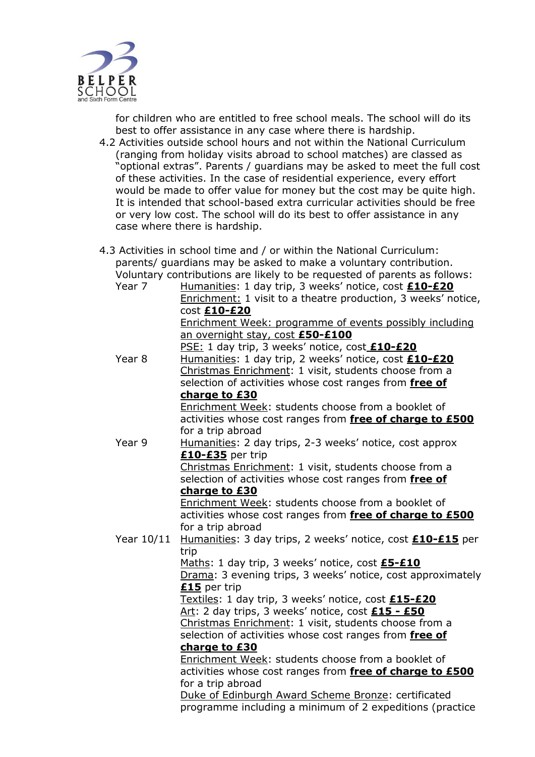for children who are entitled to free school meals. The school will do its best to offer assistance in any case where there is hardship.

4.2 Activities outside school hours and not within the National Curriculum (ranging from holiday visits abroad to school matches) are classed as "optional extras". Parents / guardians may be asked to meet the full cost of these activities. In the case of residential experience, every effort would be made to offer value for money but the cost may be quite high. It is intended that school-based extra curricular activities should be free or very low cost. The school will do its best to offer assistance in any case where there is hardship.

4.3 Activities in school time and / or within the National Curriculum: parents/ guardians may be asked to make a voluntary contribution. Voluntary contributions are likely to be requested of parents as follows:

| | |
|---|---|
| Year 7 | Humanities: 1 day trip, 3 weeks' notice, cost **£10-£20**<br>Enrichment: 1 visit to a theatre production, 3 weeks' notice, cost **£10-£20**<br>Enrichment Week: programme of events possibly including an overnight stay, cost **£50-£100**<br>PSE: 1 day trip, 3 weeks' notice, cost **£10-£20** |
| Year 8 | Humanities: 1 day trip, 2 weeks' notice, cost **£10-£20**<br>Christmas Enrichment: 1 visit, students choose from a selection of activities whose cost ranges from **free of charge to £30**<br>Enrichment Week: students choose from a booklet of activities whose cost ranges from **free of charge to £500** for a trip abroad |
| Year 9 | Humanities: 2 day trips, 2-3 weeks' notice, cost approx **£10-£35** per trip<br>Christmas Enrichment: 1 visit, students choose from a selection of activities whose cost ranges from **free of charge to £30**<br>Enrichment Week: students choose from a booklet of activities whose cost ranges from **free of charge to £500** for a trip abroad |
| Year 10/11 | Humanities: 3 day trips, 2 weeks' notice, cost **£10-£15** per trip<br>Maths: 1 day trip, 3 weeks' notice, cost **£5-£10**<br>Drama: 3 evening trips, 3 weeks' notice, cost approximately **£15** per trip<br>Textiles: 1 day trip, 3 weeks' notice, cost **£15-£20**<br>Art: 2 day trips, 3 weeks' notice, cost **£15 - £50**<br>Christmas Enrichment: 1 visit, students choose from a selection of activities whose cost ranges from **free of charge to £30**<br>Enrichment Week: students choose from a booklet of activities whose cost ranges from **free of charge to £500** for a trip abroad<br>Duke of Edinburgh Award Scheme Bronze: certificated programme including a minimum of 2 expeditions (practice |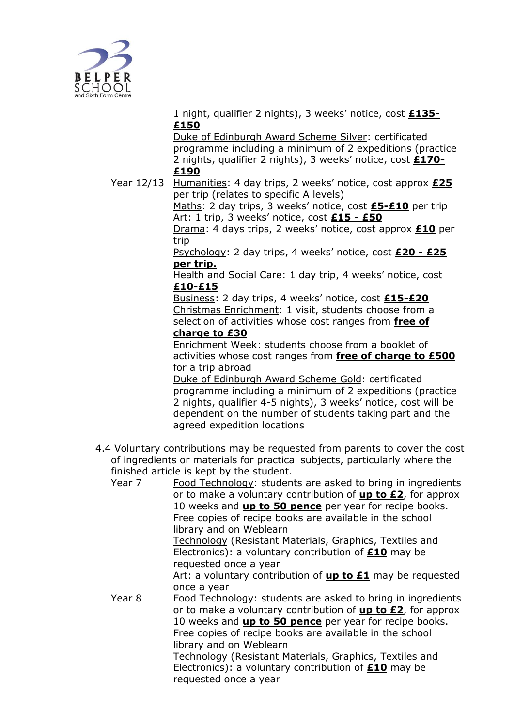| | |
|---|---|
| | 1 night, qualifier 2 nights), 3 weeks' notice, cost **£135-£150** |
| | Duke of Edinburgh Award Scheme Silver: certificated programme including a minimum of 2 expeditions (practice 2 nights, qualifier 2 nights), 3 weeks' notice, cost **£170-£190** |
| Year 12/13 | Humanities: 4 day trips, 2 weeks' notice, cost approx **£25** per trip (relates to specific A levels) |
| | Maths: 2 day trips, 3 weeks' notice, cost **£5-£10** per trip |
| | Art: 1 trip, 3 weeks' notice, cost **£15 - £50** |
| | Drama: 4 days trips, 2 weeks' notice, cost approx **£10** per trip |
| | Psychology: 2 day trips, 4 weeks' notice, cost **£20 - £25 per trip.** |
| | Health and Social Care: 1 day trip, 4 weeks' notice, cost **£10-£15** |
| | Business: 2 day trips, 4 weeks' notice, cost **£15-£20** |
| | Christmas Enrichment: 1 visit, students choose from a selection of activities whose cost ranges from **free of charge to £30** |
| | Enrichment Week: students choose from a booklet of activities whose cost ranges from **free of charge to £500** for a trip abroad |
| | Duke of Edinburgh Award Scheme Gold: certificated programme including a minimum of 2 expeditions (practice 2 nights, qualifier 4-5 nights), 3 weeks' notice, cost will be dependent on the number of students taking part and the agreed expedition locations |

4.4 Voluntary contributions may be requested from parents to cover the cost of ingredients or materials for practical subjects, particularly where the finished article is kept by the student.

| | |
|---|---|
| Year 7 | Food Technology: students are asked to bring in ingredients or to make a voluntary contribution of **up to £2**, for approx 10 weeks and **up to 50 pence** per year for recipe books. Free copies of recipe books are available in the school library and on Weblearn |
| | Technology (Resistant Materials, Graphics, Textiles and Electronics): a voluntary contribution of **£10** may be requested once a year |
| | Art: a voluntary contribution of **up to £1** may be requested once a year |
| Year 8 | Food Technology: students are asked to bring in ingredients or to make a voluntary contribution of **up to £2**, for approx 10 weeks and **up to 50 pence** per year for recipe books. Free copies of recipe books are available in the school library and on Weblearn |
| | Technology (Resistant Materials, Graphics, Textiles and Electronics): a voluntary contribution of **£10** may be requested once a year |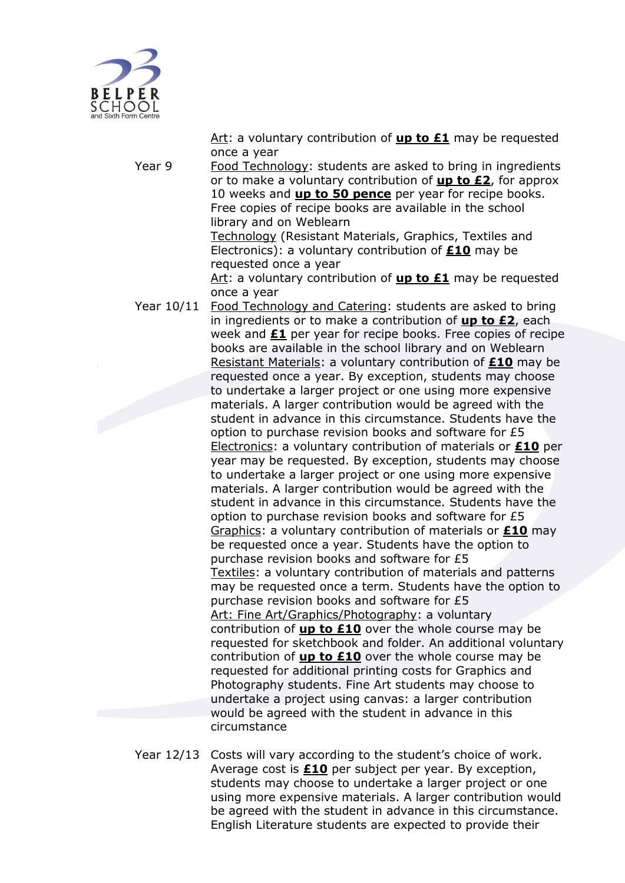| | |
|---|---|
| | Art: a voluntary contribution of **up to £1** may be requested once a year |
| Year 9 | Food Technology: students are asked to bring in ingredients or to make a voluntary contribution of **up to £2**, for approx 10 weeks and **up to 50 pence** per year for recipe books. Free copies of recipe books are available in the school library and on Weblearn<br>Technology (Resistant Materials, Graphics, Textiles and Electronics): a voluntary contribution of **£10** may be requested once a year<br>Art: a voluntary contribution of **up to £1** may be requested once a year |
| Year 10/11 | Food Technology and Catering: students are asked to bring in ingredients or to make a contribution of **up to £2**, each week and **£1** per year for recipe books. Free copies of recipe books are available in the school library and on Weblearn<br>Resistant Materials: a voluntary contribution of **£10** may be requested once a year. By exception, students may choose to undertake a larger project or one using more expensive materials. A larger contribution would be agreed with the student in advance in this circumstance. Students have the option to purchase revision books and software for £5<br>Electronics: a voluntary contribution of materials or **£10** per year may be requested. By exception, students may choose to undertake a larger project or one using more expensive materials. A larger contribution would be agreed with the student in advance in this circumstance. Students have the option to purchase revision books and software for £5<br>Graphics: a voluntary contribution of materials or **£10** may be requested once a year. Students have the option to purchase revision books and software for £5<br>Textiles: a voluntary contribution of materials and patterns may be requested once a term. Students have the option to purchase revision books and software for £5<br>Art: Fine Art/Graphics/Photography: a voluntary contribution of **up to £10** over the whole course may be requested for sketchbook and folder. An additional voluntary contribution of **up to £10** over the whole course may be requested for additional printing costs for Graphics and Photography students. Fine Art students may choose to undertake a project using canvas: a larger contribution would be agreed with the student in advance in this circumstance |
| Year 12/13 | Costs will vary according to the student's choice of work. Average cost is **£10** per subject per year. By exception, students may choose to undertake a larger project or one using more expensive materials. A larger contribution would be agreed with the student in advance in this circumstance. English Literature students are expected to provide their |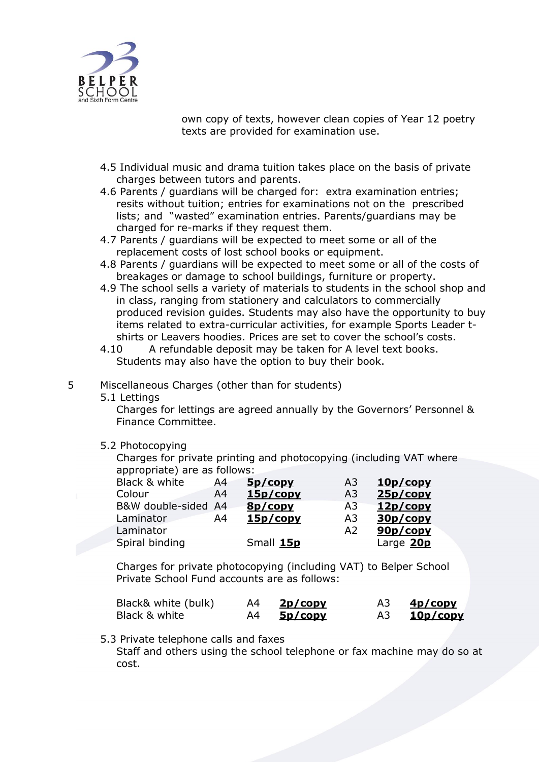own copy of texts, however clean copies of Year 12 poetry texts are provided for examination use.

4.5 Individual music and drama tuition takes place on the basis of private charges between tutors and parents.

4.6 Parents / guardians will be charged for: extra examination entries; resits without tuition; entries for examinations not on the prescribed lists; and "wasted" examination entries. Parents/guardians may be charged for re-marks if they request them.

4.7 Parents / guardians will be expected to meet some or all of the replacement costs of lost school books or equipment.

4.8 Parents / guardians will be expected to meet some or all of the costs of breakages or damage to school buildings, furniture or property.

4.9 The school sells a variety of materials to students in the school shop and in class, ranging from stationery and calculators to commercially produced revision guides. Students may also have the opportunity to buy items related to extra-curricular activities, for example Sports Leader t-shirts or Leavers hoodies. Prices are set to cover the school's costs.

4.10 A refundable deposit may be taken for A level text books. Students may also have the option to buy their book.

5 Miscellaneous Charges (other than for students)

5.1 Lettings

Charges for lettings are agreed annually by the Governors' Personnel & Finance Committee.

5.2 Photocopying

Charges for private printing and photocopying (including VAT where appropriate) are as follows:

| | | | | |
|---|---|---|---|---|
| Black & white | A4 | **5p/copy** | A3 | **10p/copy** |
| Colour | A4 | **15p/copy** | A3 | **25p/copy** |
| B&W double-sided | A4 | **8p/copy** | A3 | **12p/copy** |
| Laminator | A4 | **15p/copy** | A3 | **30p/copy** |
| Laminator | | | A2 | **90p/copy** |
| Spiral binding | | Small **15p** | | Large **20p** |

Charges for private photocopying (including VAT) to Belper School Private School Fund accounts are as follows:

| | | | | |
|---|---|---|---|---|
| Black& white (bulk) | A4 | **2p/copy** | A3 | **4p/copy** |
| Black & white | A4 | **5p/copy** | A3 | **10p/copy** |

5.3 Private telephone calls and faxes

Staff and others using the school telephone or fax machine may do so at cost.